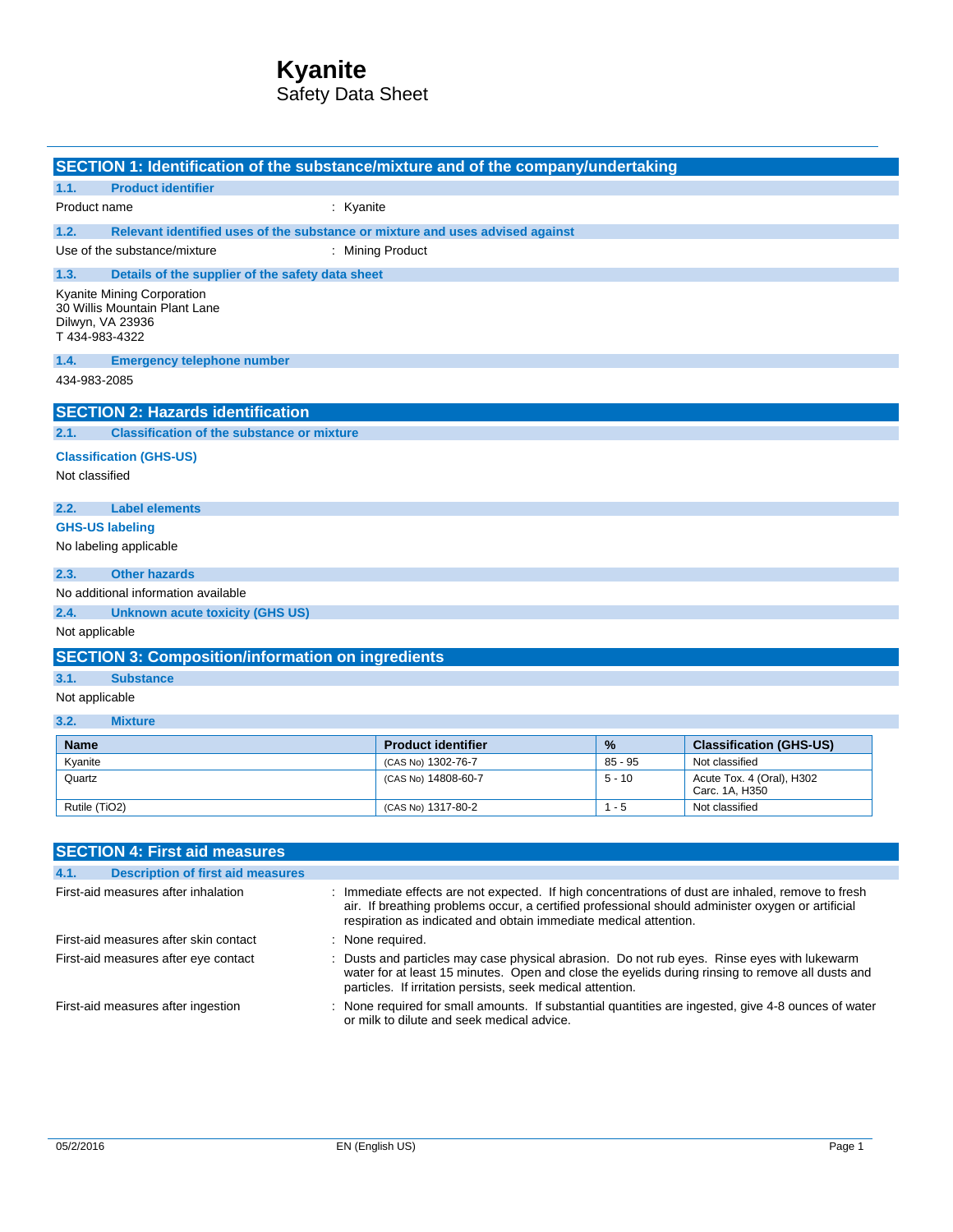# Kyanite

Safety Data Sheet

## SECTION 1: Identification of the substance/mixture and of the company/undertaking

### 1.1. Product identifier

Product name : Kyanite

### 1.2. Relevant identified uses of the substance or mixture and uses advised against

Use of the substance/mixture : Mining Product

### 1.3. Details of the supplier of the safety data sheet

Kyanite Mining Corporation
30 Willis Mountain Plant Lane
Dilwyn, VA 23936
T 434-983-4322

### 1.4. Emergency telephone number

434-983-2085

## SECTION 2: Hazards identification

### 2.1. Classification of the substance or mixture

**Classification (GHS-US)**

Not classified

### 2.2. Label elements

**GHS-US labeling**

No labeling applicable

### 2.3. Other hazards

No additional information available

### 2.4. Unknown acute toxicity (GHS US)

Not applicable

## SECTION 3: Composition/information on ingredients

### 3.1. Substance

Not applicable

### 3.2. Mixture

| Name | Product identifier | % | Classification (GHS-US) |
|---|---|---|---|
| Kyanite | (CAS No) 1302-76-7 | 85 - 95 | Not classified |
| Quartz | (CAS No) 14808-60-7 | 5 - 10 | Acute Tox. 4 (Oral), H302<br>Carc. 1A, H350 |
| Rutile (TiO2) | (CAS No) 1317-80-2 | 1 - 5 | Not classified |

## SECTION 4: First aid measures

### 4.1. Description of first aid measures

First-aid measures after inhalation : Immediate effects are not expected. If high concentrations of dust are inhaled, remove to fresh air. If breathing problems occur, a certified professional should administer oxygen or artificial respiration as indicated and obtain immediate medical attention.

First-aid measures after skin contact : None required.

First-aid measures after eye contact : Dusts and particles may case physical abrasion. Do not rub eyes. Rinse eyes with lukewarm water for at least 15 minutes. Open and close the eyelids during rinsing to remove all dusts and particles. If irritation persists, seek medical attention.

First-aid measures after ingestion : None required for small amounts. If substantial quantities are ingested, give 4-8 ounces of water or milk to dilute and seek medical advice.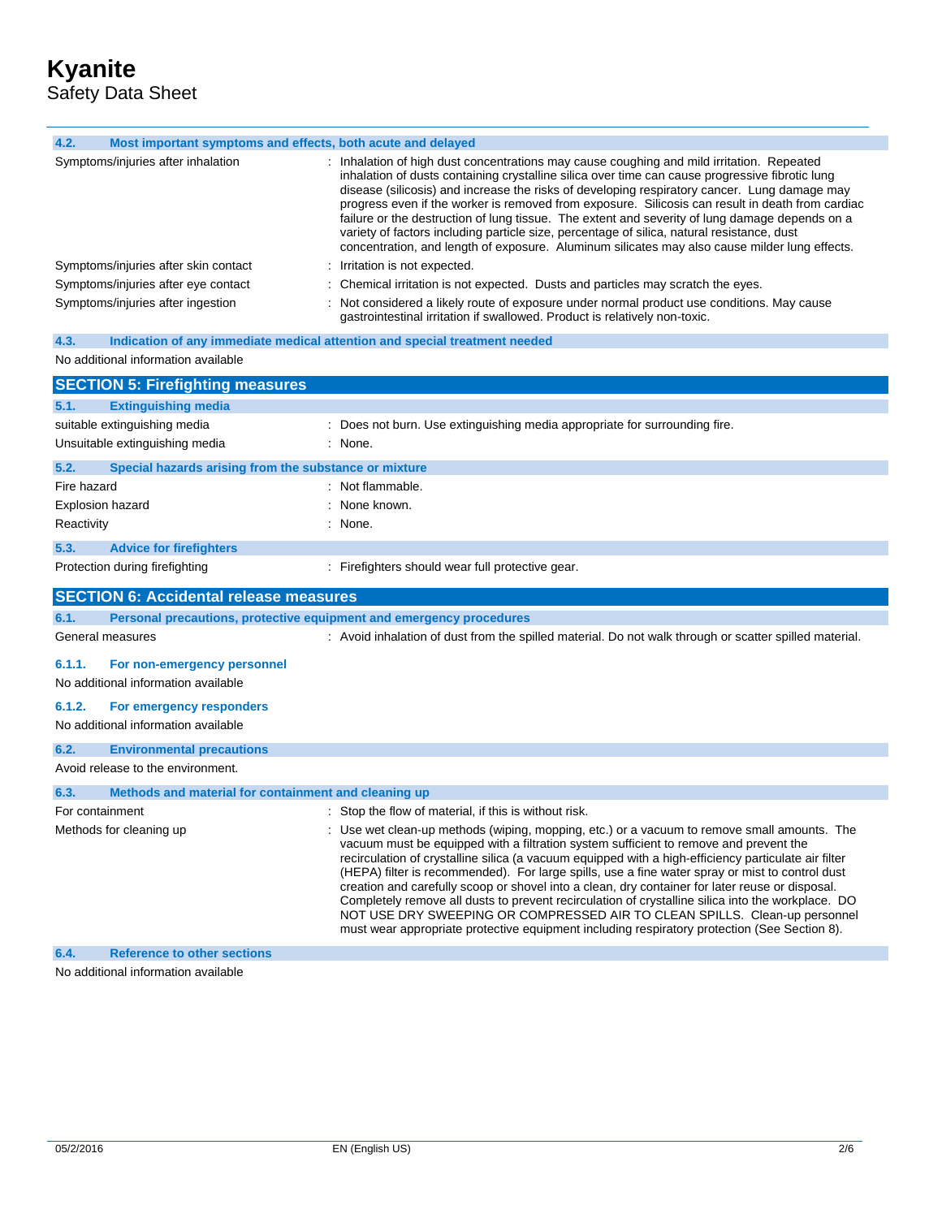### 4.2. Most important symptoms and effects, both acute and delayed

| | |
|---|---|
| Symptoms/injuries after inhalation | : Inhalation of high dust concentrations may cause coughing and mild irritation. Repeated inhalation of dusts containing crystalline silica over time can cause progressive fibrotic lung disease (silicosis) and increase the risks of developing respiratory cancer. Lung damage may progress even if the worker is removed from exposure. Silicosis can result in death from cardiac failure or the destruction of lung tissue. The extent and severity of lung damage depends on a variety of factors including particle size, percentage of silica, natural resistance, dust concentration, and length of exposure. Aluminum silicates may also cause milder lung effects. |
| Symptoms/injuries after skin contact | : Irritation is not expected. |
| Symptoms/injuries after eye contact | : Chemical irritation is not expected. Dusts and particles may scratch the eyes. |
| Symptoms/injuries after ingestion | : Not considered a likely route of exposure under normal product use conditions. May cause gastrointestinal irritation if swallowed. Product is relatively non-toxic. |

### 4.3. Indication of any immediate medical attention and special treatment needed

No additional information available

## SECTION 5: Firefighting measures

### 5.1. Extinguishing media

| | |
|---|---|
| suitable extinguishing media | : Does not burn. Use extinguishing media appropriate for surrounding fire. |
| Unsuitable extinguishing media | : None. |

### 5.2. Special hazards arising from the substance or mixture

| | |
|---|---|
| Fire hazard | : Not flammable. |
| Explosion hazard | : None known. |
| Reactivity | : None. |

### 5.3. Advice for firefighters

| | |
|---|---|
| Protection during firefighting | : Firefighters should wear full protective gear. |

## SECTION 6: Accidental release measures

### 6.1. Personal precautions, protective equipment and emergency procedures

| | |
|---|---|
| General measures | : Avoid inhalation of dust from the spilled material. Do not walk through or scatter spilled material. |

#### 6.1.1. For non-emergency personnel

No additional information available

#### 6.1.2. For emergency responders

No additional information available

### 6.2. Environmental precautions

Avoid release to the environment.

### 6.3. Methods and material for containment and cleaning up

| | |
|---|---|
| For containment | : Stop the flow of material, if this is without risk. |
| Methods for cleaning up | : Use wet clean-up methods (wiping, mopping, etc.) or a vacuum to remove small amounts. The vacuum must be equipped with a filtration system sufficient to remove and prevent the recirculation of crystalline silica (a vacuum equipped with a high-efficiency particulate air filter (HEPA) filter is recommended). For large spills, use a fine water spray or mist to control dust creation and carefully scoop or shovel into a clean, dry container for later reuse or disposal. Completely remove all dusts to prevent recirculation of crystalline silica into the workplace. DO NOT USE DRY SWEEPING OR COMPRESSED AIR TO CLEAN SPILLS. Clean-up personnel must wear appropriate protective equipment including respiratory protection (See Section 8). |

### 6.4. Reference to other sections

No additional information available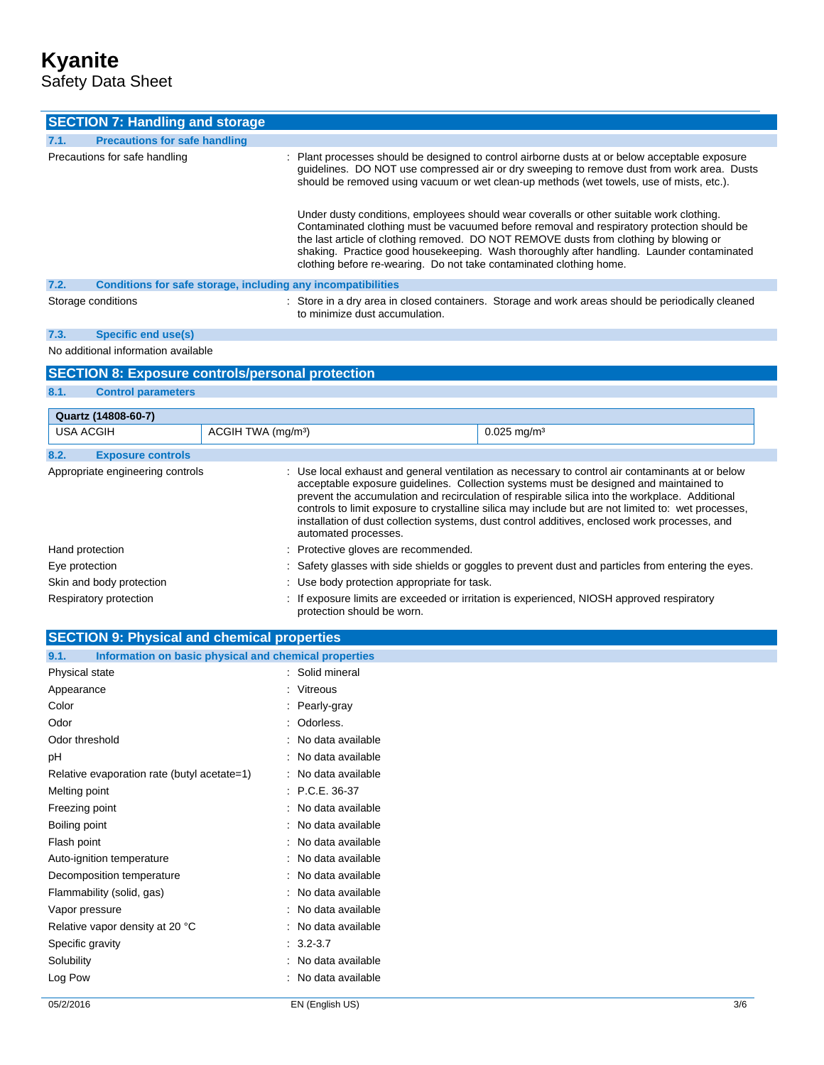## SECTION 7: Handling and storage

### 7.1. Precautions for safe handling

Precautions for safe handling : Plant processes should be designed to control airborne dusts at or below acceptable exposure guidelines. DO NOT use compressed air or dry sweeping to remove dust from work area. Dusts should be removed using vacuum or wet clean-up methods (wet towels, use of mists, etc.).

Under dusty conditions, employees should wear coveralls or other suitable work clothing. Contaminated clothing must be vacuumed before removal and respiratory protection should be the last article of clothing removed. DO NOT REMOVE dusts from clothing by blowing or shaking. Practice good housekeeping. Wash thoroughly after handling. Launder contaminated clothing before re-wearing. Do not take contaminated clothing home.

### 7.2. Conditions for safe storage, including any incompatibilities

Storage conditions : Store in a dry area in closed containers. Storage and work areas should be periodically cleaned to minimize dust accumulation.

### 7.3. Specific end use(s)

No additional information available

## SECTION 8: Exposure controls/personal protection

### 8.1. Control parameters

| Quartz (14808-60-7) | | |
|---|---|---|
| USA ACGIH | ACGIH TWA (mg/m³) | 0.025 mg/m³ |

### 8.2. Exposure controls

Appropriate engineering controls : Use local exhaust and general ventilation as necessary to control air contaminants at or below acceptable exposure guidelines. Collection systems must be designed and maintained to prevent the accumulation and recirculation of respirable silica into the workplace. Additional controls to limit exposure to crystalline silica may include but are not limited to: wet processes, installation of dust collection systems, dust control additives, enclosed work processes, and automated processes.

Hand protection : Protective gloves are recommended.

Eye protection : Safety glasses with side shields or goggles to prevent dust and particles from entering the eyes.

Skin and body protection : Use body protection appropriate for task.

Respiratory protection : If exposure limits are exceeded or irritation is experienced, NIOSH approved respiratory protection should be worn.

## SECTION 9: Physical and chemical properties

### 9.1. Information on basic physical and chemical properties

Physical state : Solid mineral

Appearance : Vitreous

Color : Pearly-gray

Odor : Odorless.

Odor threshold : No data available

pH : No data available

Relative evaporation rate (butyl acetate=1) : No data available

Melting point : P.C.E. 36-37

Freezing point : No data available

Boiling point : No data available

Flash point : No data available

Auto-ignition temperature : No data available

Decomposition temperature : No data available

Flammability (solid, gas) : No data available

Vapor pressure : No data available

Relative vapor density at 20 °C : No data available

Specific gravity : 3.2-3.7

Solubility : No data available

Log Pow : No data available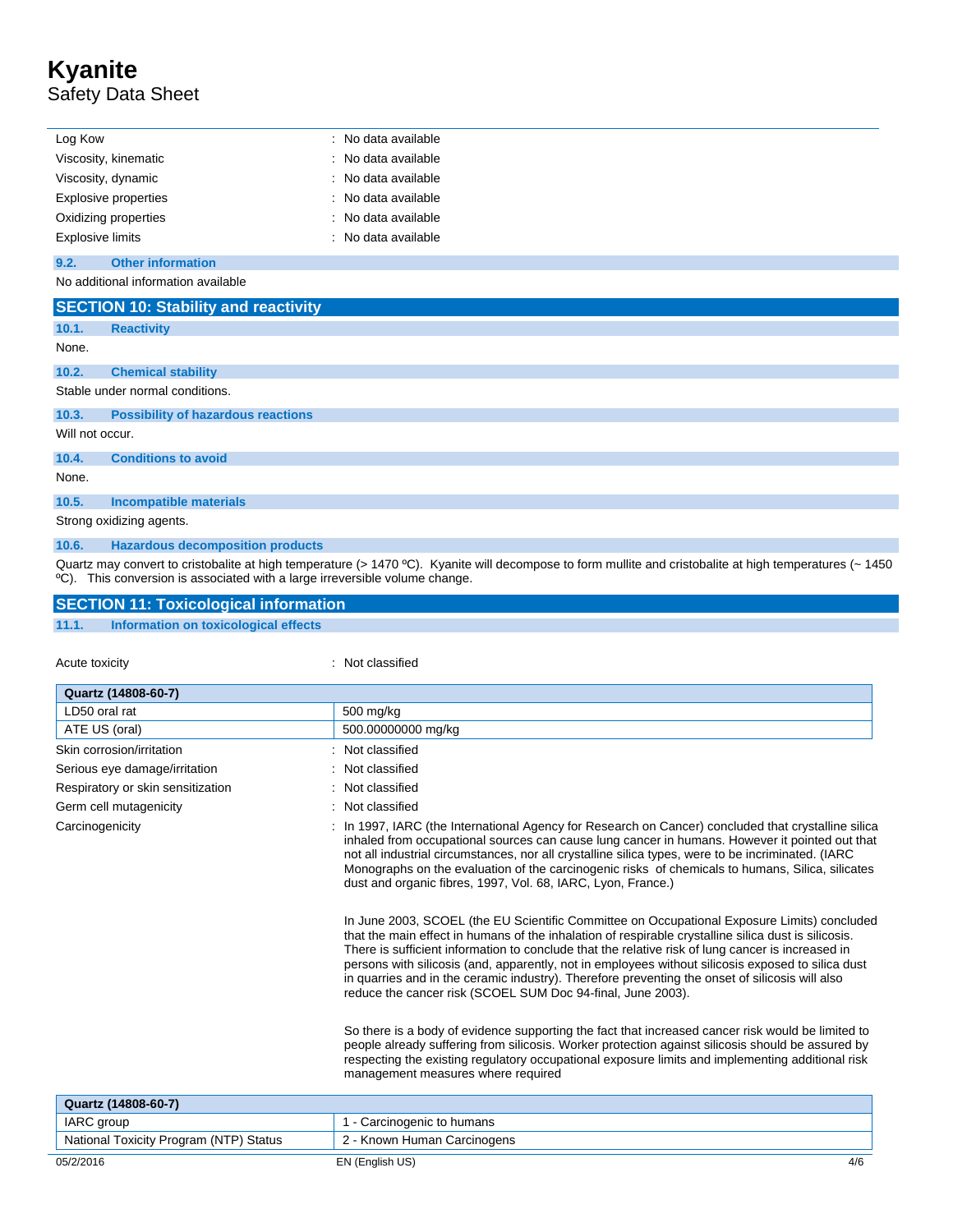| | |
|---|---|
| Log Kow | : No data available |
| Viscosity, kinematic | : No data available |
| Viscosity, dynamic | : No data available |
| Explosive properties | : No data available |
| Oxidizing properties | : No data available |
| Explosive limits | : No data available |

### 9.2. Other information

No additional information available

## SECTION 10: Stability and reactivity

### 10.1. Reactivity

None.

### 10.2. Chemical stability

Stable under normal conditions.

### 10.3. Possibility of hazardous reactions

Will not occur.

### 10.4. Conditions to avoid

None.

### 10.5. Incompatible materials

Strong oxidizing agents.

### 10.6. Hazardous decomposition products

Quartz may convert to cristobalite at high temperature (> 1470 ºC). Kyanite will decompose to form mullite and cristobalite at high temperatures (~ 1450 ºC). This conversion is associated with a large irreversible volume change.

## SECTION 11: Toxicological information

### 11.1. Information on toxicological effects

Acute toxicity : Not classified

| Quartz (14808-60-7) | |
|---|---|
| LD50 oral rat | 500 mg/kg |
| ATE US (oral) | 500.00000000 mg/kg |

| | |
|---|---|
| Skin corrosion/irritation | : Not classified |
| Serious eye damage/irritation | : Not classified |
| Respiratory or skin sensitization | : Not classified |
| Germ cell mutagenicity | : Not classified |

Carcinogenicity : In 1997, IARC (the International Agency for Research on Cancer) concluded that crystalline silica inhaled from occupational sources can cause lung cancer in humans. However it pointed out that not all industrial circumstances, nor all crystalline silica types, were to be incriminated. (IARC Monographs on the evaluation of the carcinogenic risks of chemicals to humans, Silica, silicates dust and organic fibres, 1997, Vol. 68, IARC, Lyon, France.)

In June 2003, SCOEL (the EU Scientific Committee on Occupational Exposure Limits) concluded that the main effect in humans of the inhalation of respirable crystalline silica dust is silicosis. There is sufficient information to conclude that the relative risk of lung cancer is increased in persons with silicosis (and, apparently, not in employees without silicosis exposed to silica dust in quarries and in the ceramic industry). Therefore preventing the onset of silicosis will also reduce the cancer risk (SCOEL SUM Doc 94-final, June 2003).

So there is a body of evidence supporting the fact that increased cancer risk would be limited to people already suffering from silicosis. Worker protection against silicosis should be assured by respecting the existing regulatory occupational exposure limits and implementing additional risk management measures where required

| Quartz (14808-60-7) | |
|---|---|
| IARC group | 1 - Carcinogenic to humans |
| National Toxicity Program (NTP) Status | 2 - Known Human Carcinogens |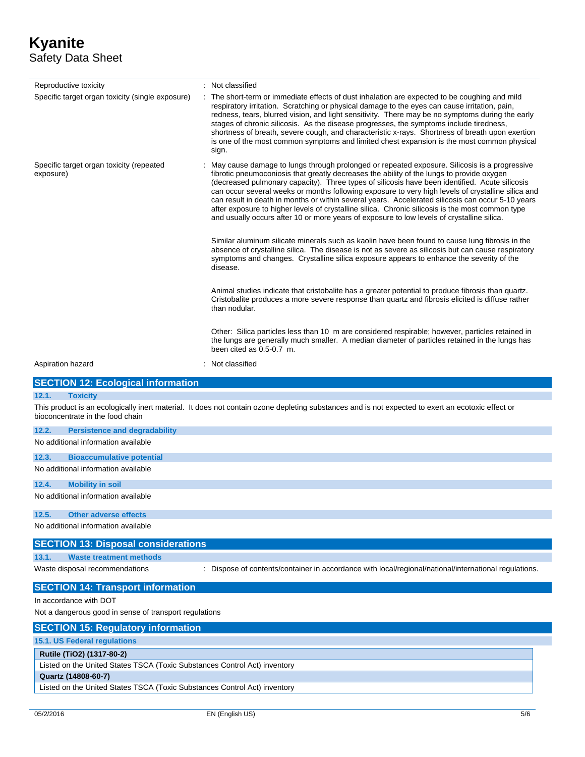| | |
|---|---|
| Reproductive toxicity | : Not classified |
| Specific target organ toxicity (single exposure) | : The short-term or immediate effects of dust inhalation are expected to be coughing and mild respiratory irritation. Scratching or physical damage to the eyes can cause irritation, pain, redness, tears, blurred vision, and light sensitivity. There may be no symptoms during the early stages of chronic silicosis. As the disease progresses, the symptoms include tiredness, shortness of breath, severe cough, and characteristic x-rays. Shortness of breath upon exertion is one of the most common symptoms and limited chest expansion is the most common physical sign. |
| Specific target organ toxicity (repeated exposure) | : May cause damage to lungs through prolonged or repeated exposure. Silicosis is a progressive fibrotic pneumoconiosis that greatly decreases the ability of the lungs to provide oxygen (decreased pulmonary capacity). Three types of silicosis have been identified. Acute silicosis can occur several weeks or months following exposure to very high levels of crystalline silica and can result in death in months or within several years. Accelerated silicosis can occur 5-10 years after exposure to higher levels of crystalline silica. Chronic silicosis is the most common type and usually occurs after 10 or more years of exposure to low levels of crystalline silica.<br><br>Similar aluminum silicate minerals such as kaolin have been found to cause lung fibrosis in the absence of crystalline silica. The disease is not as severe as silicosis but can cause respiratory symptoms and changes. Crystalline silica exposure appears to enhance the severity of the disease.<br><br>Animal studies indicate that cristobalite has a greater potential to produce fibrosis than quartz. Cristobalite produces a more severe response than quartz and fibrosis elicited is diffuse rather than nodular.<br><br>Other: Silica particles less than 10 m are considered respirable; however, particles retained in the lungs are generally much smaller. A median diameter of particles retained in the lungs has been cited as 0.5-0.7 m. |
| Aspiration hazard | : Not classified |

## SECTION 12: Ecological information

### 12.1. Toxicity

This product is an ecologically inert material. It does not contain ozone depleting substances and is not expected to exert an ecotoxic effect or bioconcentrate in the food chain

### 12.2. Persistence and degradability

No additional information available

### 12.3. Bioaccumulative potential

No additional information available

### 12.4. Mobility in soil

No additional information available

### 12.5. Other adverse effects

No additional information available

## SECTION 13: Disposal considerations

### 13.1. Waste treatment methods

Waste disposal recommendations : Dispose of contents/container in accordance with local/regional/national/international regulations.

## SECTION 14: Transport information

In accordance with DOT

Not a dangerous good in sense of transport regulations

## SECTION 15: Regulatory information

### 15.1. US Federal regulations

| Rutile (TiO2) (1317-80-2) |
|---|
| Listed on the United States TSCA (Toxic Substances Control Act) inventory |
| **Quartz (14808-60-7)** |
| Listed on the United States TSCA (Toxic Substances Control Act) inventory |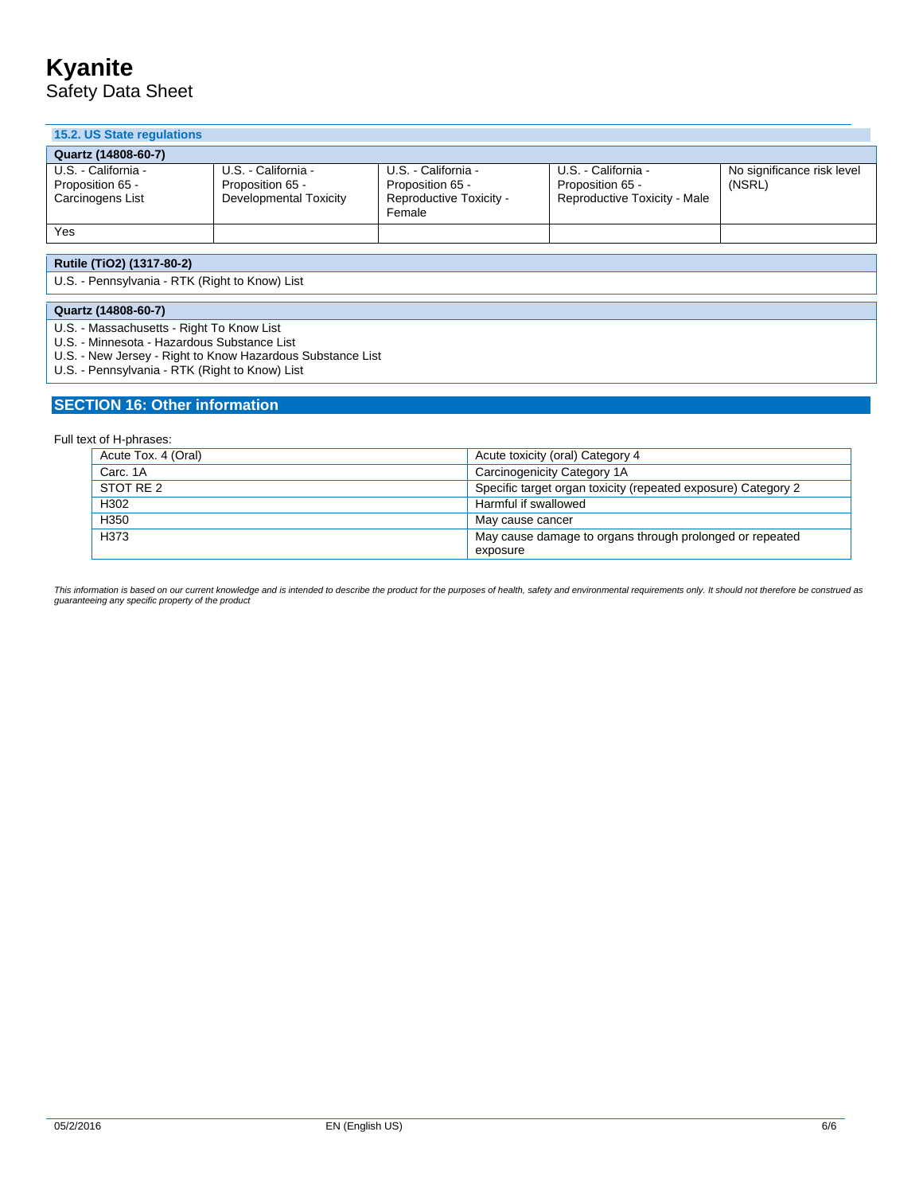### 15.2. US State regulations

| Quartz (14808-60-7) | | | | |
|---|---|---|---|---|
| U.S. - California - Proposition 65 - Carcinogens List | U.S. - California - Proposition 65 - Developmental Toxicity | U.S. - California - Proposition 65 - Reproductive Toxicity - Female | U.S. - California - Proposition 65 - Reproductive Toxicity - Male | No significance risk level (NSRL) |
| Yes | | | | |

| Rutile (TiO2) (1317-80-2) |
|---|
| U.S. - Pennsylvania - RTK (Right to Know) List |

| Quartz (14808-60-7) |
|---|
| U.S. - Massachusetts - Right To Know List<br>U.S. - Minnesota - Hazardous Substance List<br>U.S. - New Jersey - Right to Know Hazardous Substance List<br>U.S. - Pennsylvania - RTK (Right to Know) List |

## SECTION 16: Other information

Full text of H-phrases:

| | |
|---|---|
| Acute Tox. 4 (Oral) | Acute toxicity (oral) Category 4 |
| Carc. 1A | Carcinogenicity Category 1A |
| STOT RE 2 | Specific target organ toxicity (repeated exposure) Category 2 |
| H302 | Harmful if swallowed |
| H350 | May cause cancer |
| H373 | May cause damage to organs through prolonged or repeated exposure |

*This information is based on our current knowledge and is intended to describe the product for the purposes of health, safety and environmental requirements only. It should not therefore be construed as guaranteeing any specific property of the product*